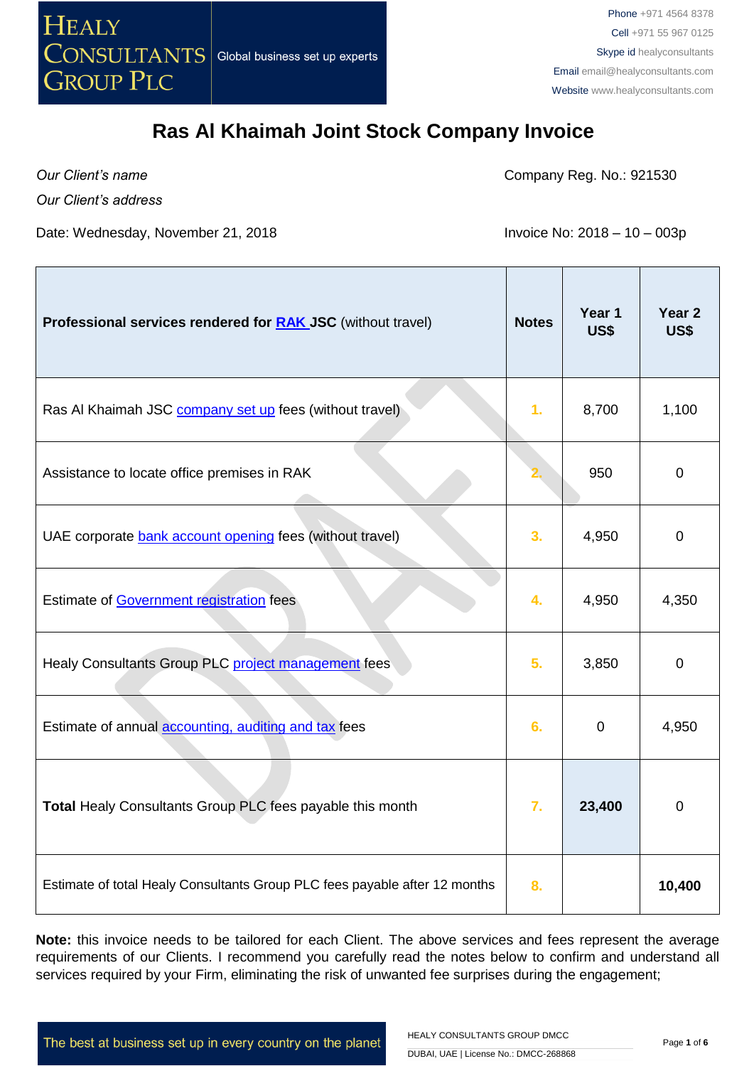**HEALY CONSULTANTS GROUP PLC** Global business set up experts

Phone +971 4564 8378
Cell +971 55 967 0125
Skype id healyconsultants
Email email@healyconsultants.com
Website www.healyconsultants.com

# Ras Al Khaimah Joint Stock Company Invoice

*Our Client's name* Company Reg. No.: 921530

*Our Client's address*

Date: Wednesday, November 21, 2018 Invoice No: 2018 – 10 – 003p

| **Professional services rendered for RAK JSC** (without travel) | **Notes** | **Year 1 US$** | **Year 2 US$** |
|---|---|---|---|
| Ras Al Khaimah JSC company set up fees (without travel) | 1. | 8,700 | 1,100 |
| Assistance to locate office premises in RAK | 2. | 950 | 0 |
| UAE corporate bank account opening fees (without travel) | 3. | 4,950 | 0 |
| Estimate of Government registration fees | 4. | 4,950 | 4,350 |
| Healy Consultants Group PLC project management fees | 5. | 3,850 | 0 |
| Estimate of annual accounting, auditing and tax fees | 6. | 0 | 4,950 |
| **Total** Healy Consultants Group PLC fees payable this month | 7. | **23,400** | 0 |
| Estimate of total Healy Consultants Group PLC fees payable after 12 months | 8. | | **10,400** |

**Note:** this invoice needs to be tailored for each Client. The above services and fees represent the average requirements of our Clients. I recommend you carefully read the notes below to confirm and understand all services required by your Firm, eliminating the risk of unwanted fee surprises during the engagement;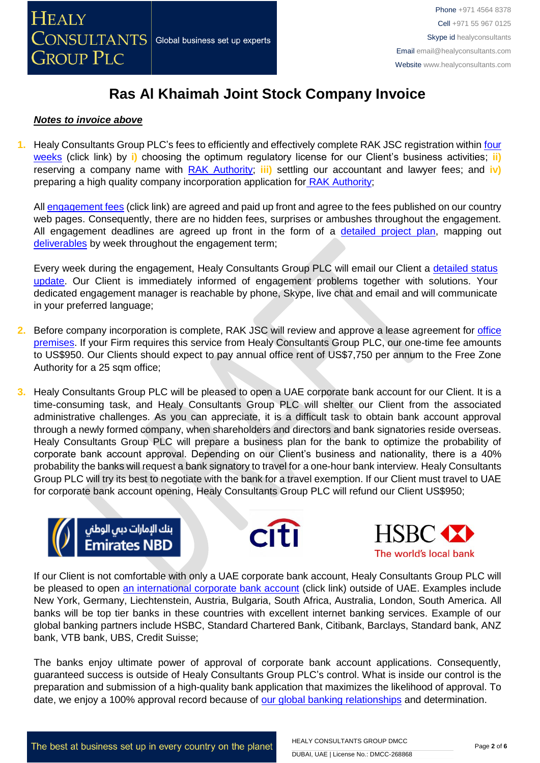# Ras Al Khaimah Joint Stock Company Invoice

***Notes to invoice above***

1. Healy Consultants Group PLC's fees to efficiently and effectively complete RAK JSC registration within four weeks (click link) by **i)** choosing the optimum regulatory license for our Client's business activities; **ii)** reserving a company name with RAK Authority; **iii)** settling our accountant and lawyer fees; and **iv)** preparing a high quality company incorporation application for RAK Authority;

   All engagement fees (click link) are agreed and paid up front and agree to the fees published on our country web pages. Consequently, there are no hidden fees, surprises or ambushes throughout the engagement. All engagement deadlines are agreed up front in the form of a detailed project plan, mapping out deliverables by week throughout the engagement term;

   Every week during the engagement, Healy Consultants Group PLC will email our Client a detailed status update. Our Client is immediately informed of engagement problems together with solutions. Your dedicated engagement manager is reachable by phone, Skype, live chat and email and will communicate in your preferred language;

2. Before company incorporation is complete, RAK JSC will review and approve a lease agreement for office premises. If your Firm requires this service from Healy Consultants Group PLC, our one-time fee amounts to US$950. Our Clients should expect to pay annual office rent of US$7,750 per annum to the Free Zone Authority for a 25 sqm office;

3. Healy Consultants Group PLC will be pleased to open a UAE corporate bank account for our Client. It is a time-consuming task, and Healy Consultants Group PLC will shelter our Client from the associated administrative challenges. As you can appreciate, it is a difficult task to obtain bank account approval through a newly formed company, when shareholders and directors and bank signatories reside overseas. Healy Consultants Group PLC will prepare a business plan for the bank to optimize the probability of corporate bank account approval. Depending on our Client's business and nationality, there is a 40% probability the banks will request a bank signatory to travel for a one-hour bank interview. Healy Consultants Group PLC will try its best to negotiate with the bank for a travel exemption. If our Client must travel to UAE for corporate bank account opening, Healy Consultants Group PLC will refund our Client US$950;

   If our Client is not comfortable with only a UAE corporate bank account, Healy Consultants Group PLC will be pleased to open an international corporate bank account (click link) outside of UAE. Examples include New York, Germany, Liechtenstein, Austria, Bulgaria, South Africa, Australia, London, South America. All banks will be top tier banks in these countries with excellent internet banking services. Example of our global banking partners include HSBC, Standard Chartered Bank, Citibank, Barclays, Standard bank, ANZ bank, VTB bank, UBS, Credit Suisse;

   The banks enjoy ultimate power of approval of corporate bank account applications. Consequently, guaranteed success is outside of Healy Consultants Group PLC's control. What is inside our control is the preparation and submission of a high-quality bank application that maximizes the likelihood of approval. To date, we enjoy a 100% approval record because of our global banking relationships and determination.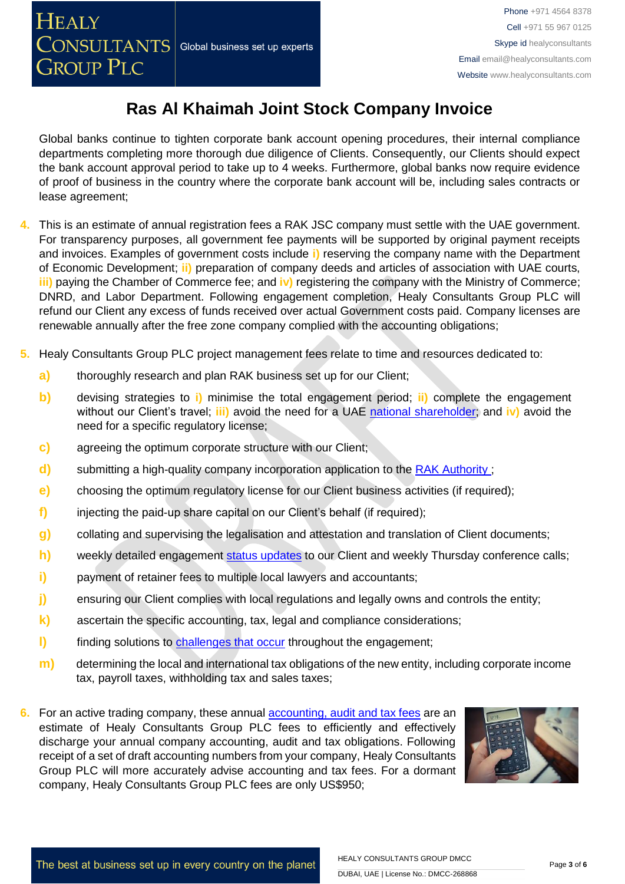# Ras Al Khaimah Joint Stock Company Invoice

Global banks continue to tighten corporate bank account opening procedures, their internal compliance departments completing more thorough due diligence of Clients. Consequently, our Clients should expect the bank account approval period to take up to 4 weeks. Furthermore, global banks now require evidence of proof of business in the country where the corporate bank account will be, including sales contracts or lease agreement;

4. This is an estimate of annual registration fees a RAK JSC company must settle with the UAE government. For transparency purposes, all government fee payments will be supported by original payment receipts and invoices. Examples of government costs include **i)** reserving the company name with the Department of Economic Development; **ii)** preparation of company deeds and articles of association with UAE courts, **iii)** paying the Chamber of Commerce fee; and **iv)** registering the company with the Ministry of Commerce; DNRD, and Labor Department. Following engagement completion, Healy Consultants Group PLC will refund our Client any excess of funds received over actual Government costs paid. Company licenses are renewable annually after the free zone company complied with the accounting obligations;

5. Healy Consultants Group PLC project management fees relate to time and resources dedicated to:

   **a)** thoroughly research and plan RAK business set up for our Client;

   **b)** devising strategies to **i)** minimise the total engagement period; **ii)** complete the engagement without our Client's travel; **iii)** avoid the need for a UAE national shareholder; and **iv)** avoid the need for a specific regulatory license;

   **c)** agreeing the optimum corporate structure with our Client;

   **d)** submitting a high-quality company incorporation application to the RAK Authority ;

   **e)** choosing the optimum regulatory license for our Client business activities (if required);

   **f)** injecting the paid-up share capital on our Client's behalf (if required);

   **g)** collating and supervising the legalisation and attestation and translation of Client documents;

   **h)** weekly detailed engagement status updates to our Client and weekly Thursday conference calls;

   **i)** payment of retainer fees to multiple local lawyers and accountants;

   **j)** ensuring our Client complies with local regulations and legally owns and controls the entity;

   **k)** ascertain the specific accounting, tax, legal and compliance considerations;

   **l)** finding solutions to challenges that occur throughout the engagement;

   **m)** determining the local and international tax obligations of the new entity, including corporate income tax, payroll taxes, withholding tax and sales taxes;

6. For an active trading company, these annual accounting, audit and tax fees are an estimate of Healy Consultants Group PLC fees to efficiently and effectively discharge your annual company accounting, audit and tax obligations. Following receipt of a set of draft accounting numbers from your company, Healy Consultants Group PLC will more accurately advise accounting and tax fees. For a dormant company, Healy Consultants Group PLC fees are only US$950;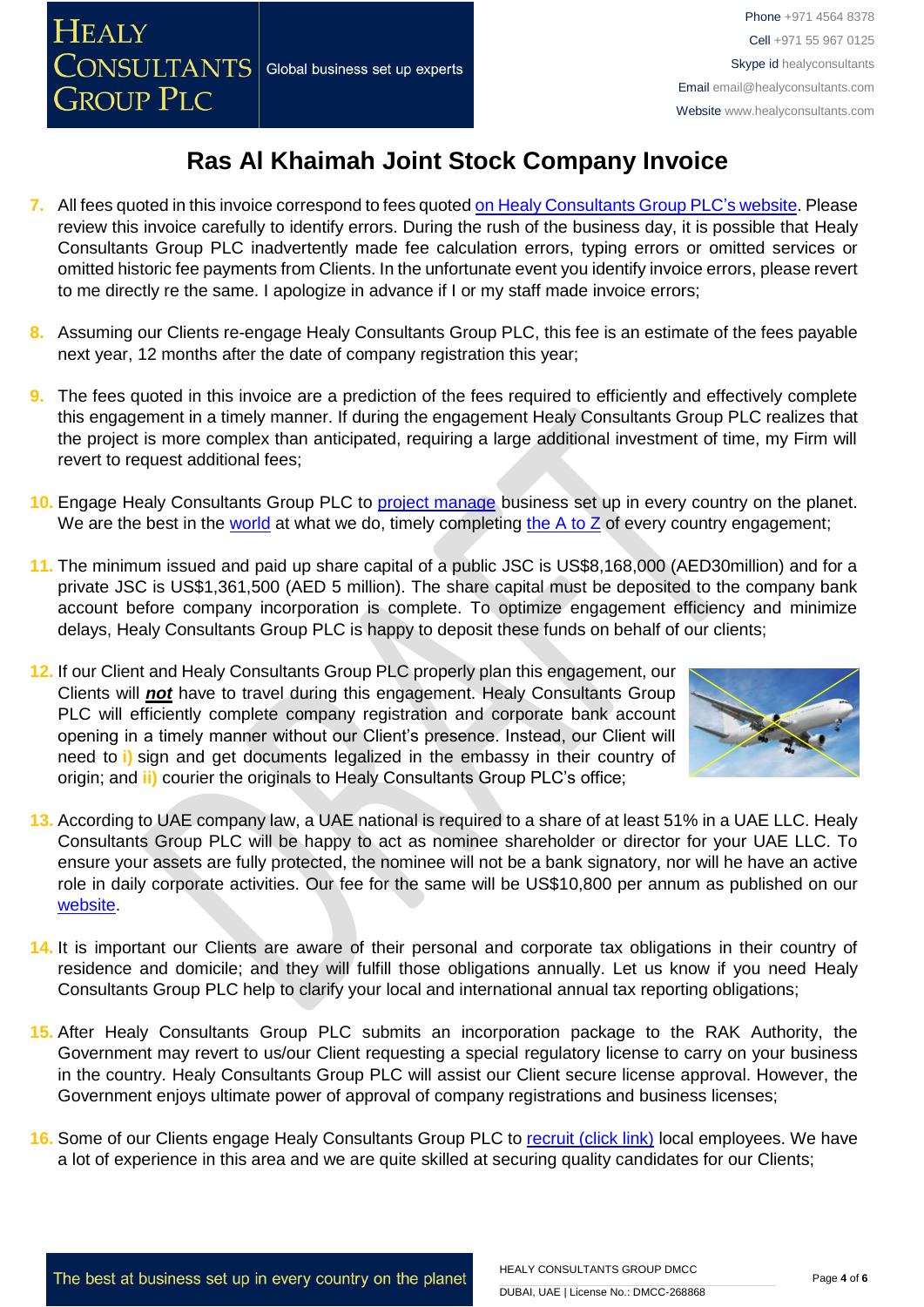# Ras Al Khaimah Joint Stock Company Invoice

7. All fees quoted in this invoice correspond to fees quoted on Healy Consultants Group PLC's website. Please review this invoice carefully to identify errors. During the rush of the business day, it is possible that Healy Consultants Group PLC inadvertently made fee calculation errors, typing errors or omitted services or omitted historic fee payments from Clients. In the unfortunate event you identify invoice errors, please revert to me directly re the same. I apologize in advance if I or my staff made invoice errors;

8. Assuming our Clients re-engage Healy Consultants Group PLC, this fee is an estimate of the fees payable next year, 12 months after the date of company registration this year;

9. The fees quoted in this invoice are a prediction of the fees required to efficiently and effectively complete this engagement in a timely manner. If during the engagement Healy Consultants Group PLC realizes that the project is more complex than anticipated, requiring a large additional investment of time, my Firm will revert to request additional fees;

10. Engage Healy Consultants Group PLC to project manage business set up in every country on the planet. We are the best in the world at what we do, timely completing the A to Z of every country engagement;

11. The minimum issued and paid up share capital of a public JSC is US$8,168,000 (AED30million) and for a private JSC is US$1,361,500 (AED 5 million). The share capital must be deposited to the company bank account before company incorporation is complete. To optimize engagement efficiency and minimize delays, Healy Consultants Group PLC is happy to deposit these funds on behalf of our clients;

12. If our Client and Healy Consultants Group PLC properly plan this engagement, our Clients will ***not*** have to travel during this engagement. Healy Consultants Group PLC will efficiently complete company registration and corporate bank account opening in a timely manner without our Client's presence. Instead, our Client will need to **i)** sign and get documents legalized in the embassy in their country of origin; and **ii)** courier the originals to Healy Consultants Group PLC's office;

13. According to UAE company law, a UAE national is required to a share of at least 51% in a UAE LLC. Healy Consultants Group PLC will be happy to act as nominee shareholder or director for your UAE LLC. To ensure your assets are fully protected, the nominee will not be a bank signatory, nor will he have an active role in daily corporate activities. Our fee for the same will be US$10,800 per annum as published on our website.

14. It is important our Clients are aware of their personal and corporate tax obligations in their country of residence and domicile; and they will fulfill those obligations annually. Let us know if you need Healy Consultants Group PLC help to clarify your local and international annual tax reporting obligations;

15. After Healy Consultants Group PLC submits an incorporation package to the RAK Authority, the Government may revert to us/our Client requesting a special regulatory license to carry on your business in the country. Healy Consultants Group PLC will assist our Client secure license approval. However, the Government enjoys ultimate power of approval of company registrations and business licenses;

16. Some of our Clients engage Healy Consultants Group PLC to recruit (click link) local employees. We have a lot of experience in this area and we are quite skilled at securing quality candidates for our Clients;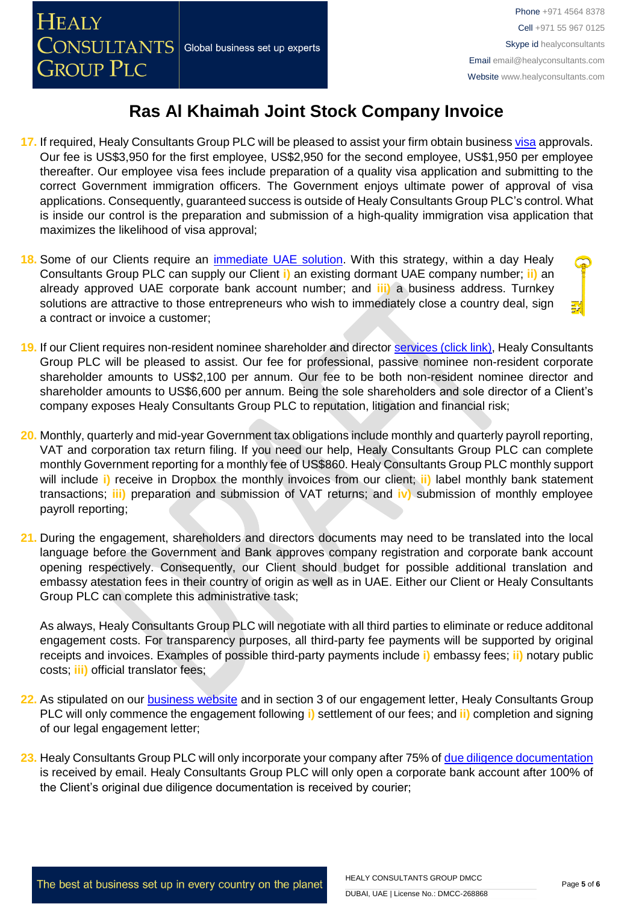# Ras Al Khaimah Joint Stock Company Invoice

17. If required, Healy Consultants Group PLC will be pleased to assist your firm obtain business visa approvals. Our fee is US$3,950 for the first employee, US$2,950 for the second employee, US$1,950 per employee thereafter. Our employee visa fees include preparation of a quality visa application and submitting to the correct Government immigration officers. The Government enjoys ultimate power of approval of visa applications. Consequently, guaranteed success is outside of Healy Consultants Group PLC's control. What is inside our control is the preparation and submission of a high-quality immigration visa application that maximizes the likelihood of visa approval;

18. Some of our Clients require an immediate UAE solution. With this strategy, within a day Healy Consultants Group PLC can supply our Client i) an existing dormant UAE company number; ii) an already approved UAE corporate bank account number; and iii) a business address. Turnkey solutions are attractive to those entrepreneurs who wish to immediately close a country deal, sign a contract or invoice a customer;

19. If our Client requires non-resident nominee shareholder and director services (click link), Healy Consultants Group PLC will be pleased to assist. Our fee for professional, passive nominee non-resident corporate shareholder amounts to US$2,100 per annum. Our fee to be both non-resident nominee director and shareholder amounts to US$6,600 per annum. Being the sole shareholders and sole director of a Client's company exposes Healy Consultants Group PLC to reputation, litigation and financial risk;

20. Monthly, quarterly and mid-year Government tax obligations include monthly and quarterly payroll reporting, VAT and corporation tax return filing. If you need our help, Healy Consultants Group PLC can complete monthly Government reporting for a monthly fee of US$860. Healy Consultants Group PLC monthly support will include i) receive in Dropbox the monthly invoices from our client; ii) label monthly bank statement transactions; iii) preparation and submission of VAT returns; and iv) submission of monthly employee payroll reporting;

21. During the engagement, shareholders and directors documents may need to be translated into the local language before the Government and Bank approves company registration and corporate bank account opening respectively. Consequently, our Client should budget for possible additional translation and embassy atestation fees in their country of origin as well as in UAE. Either our Client or Healy Consultants Group PLC can complete this administrative task;

   As always, Healy Consultants Group PLC will negotiate with all third parties to eliminate or reduce additonal engagement costs. For transparency purposes, all third-party fee payments will be supported by original receipts and invoices. Examples of possible third-party payments include i) embassy fees; ii) notary public costs; iii) official translator fees;

22. As stipulated on our business website and in section 3 of our engagement letter, Healy Consultants Group PLC will only commence the engagement following i) settlement of our fees; and ii) completion and signing of our legal engagement letter;

23. Healy Consultants Group PLC will only incorporate your company after 75% of due diligence documentation is received by email. Healy Consultants Group PLC will only open a corporate bank account after 100% of the Client's original due diligence documentation is received by courier;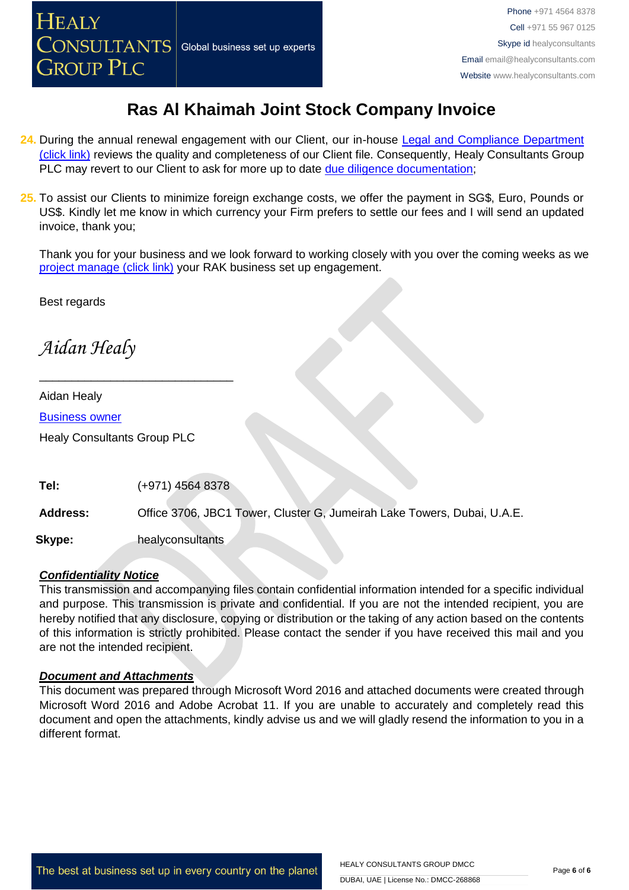# Ras Al Khaimah Joint Stock Company Invoice

24. During the annual renewal engagement with our Client, our in-house Legal and Compliance Department (click link) reviews the quality and completeness of our Client file. Consequently, Healy Consultants Group PLC may revert to our Client to ask for more up to date due diligence documentation;

25. To assist our Clients to minimize foreign exchange costs, we offer the payment in SG$, Euro, Pounds or US$. Kindly let me know in which currency your Firm prefers to settle our fees and I will send an updated invoice, thank you;

Thank you for your business and we look forward to working closely with you over the coming weeks as we project manage (click link) your RAK business set up engagement.

Best regards

*Aidan Healy*

______________________________

Aidan Healy

Business owner

Healy Consultants Group PLC

| | |
|---|---|
| **Tel:** | (+971) 4564 8378 |
| **Address:** | Office 3706, JBC1 Tower, Cluster G, Jumeirah Lake Towers, Dubai, U.A.E. |
| **Skype:** | healyconsultants |

***Confidentiality Notice***
This transmission and accompanying files contain confidential information intended for a specific individual and purpose. This transmission is private and confidential. If you are not the intended recipient, you are hereby notified that any disclosure, copying or distribution or the taking of any action based on the contents of this information is strictly prohibited. Please contact the sender if you have received this mail and you are not the intended recipient.

***Document and Attachments***
This document was prepared through Microsoft Word 2016 and attached documents were created through Microsoft Word 2016 and Adobe Acrobat 11. If you are unable to accurately and completely read this document and open the attachments, kindly advise us and we will gladly resend the information to you in a different format.